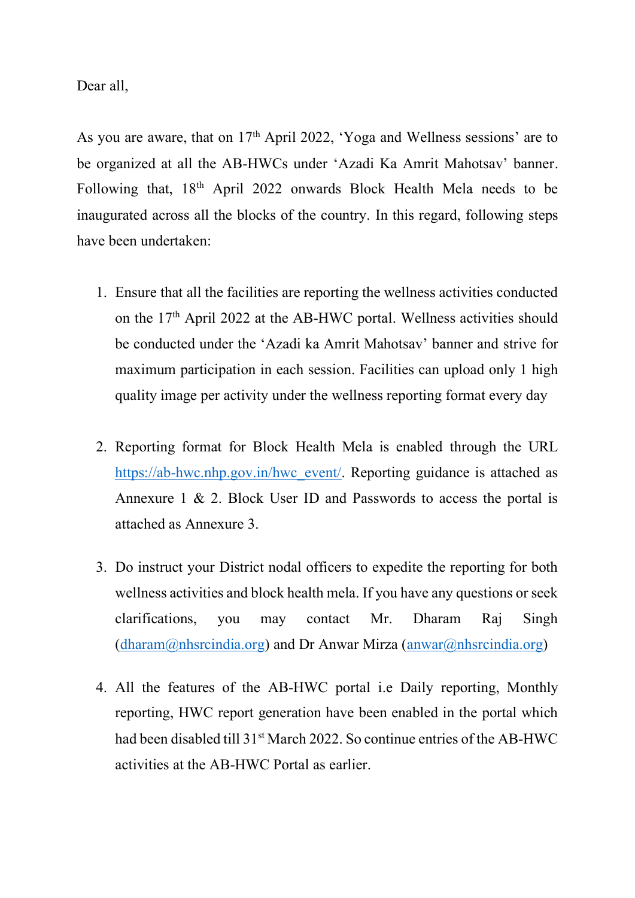Dear all,

As you are aware, that on 17th April 2022, 'Yoga and Wellness sessions' are to be organized at all the AB-HWCs under 'Azadi Ka Amrit Mahotsav' banner. Following that, 18th April 2022 onwards Block Health Mela needs to be inaugurated across all the blocks of the country. In this regard, following steps have been undertaken:

1. Ensure that all the facilities are reporting the wellness activities conducted on the 17th April 2022 at the AB-HWC portal. Wellness activities should be conducted under the 'Azadi ka Amrit Mahotsav' banner and strive for maximum participation in each session. Facilities can upload only 1 high quality image per activity under the wellness reporting format every day

2. Reporting format for Block Health Mela is enabled through the URL https://ab-hwc.nhp.gov.in/hwc_event/. Reporting guidance is attached as Annexure 1 & 2. Block User ID and Passwords to access the portal is attached as Annexure 3.

3. Do instruct your District nodal officers to expedite the reporting for both wellness activities and block health mela. If you have any questions or seek clarifications, you may contact Mr. Dharam Raj Singh (dharam@nhsrcindia.org) and Dr Anwar Mirza (anwar@nhsrcindia.org)

4. All the features of the AB-HWC portal i.e Daily reporting, Monthly reporting, HWC report generation have been enabled in the portal which had been disabled till 31st March 2022. So continue entries of the AB-HWC activities at the AB-HWC Portal as earlier.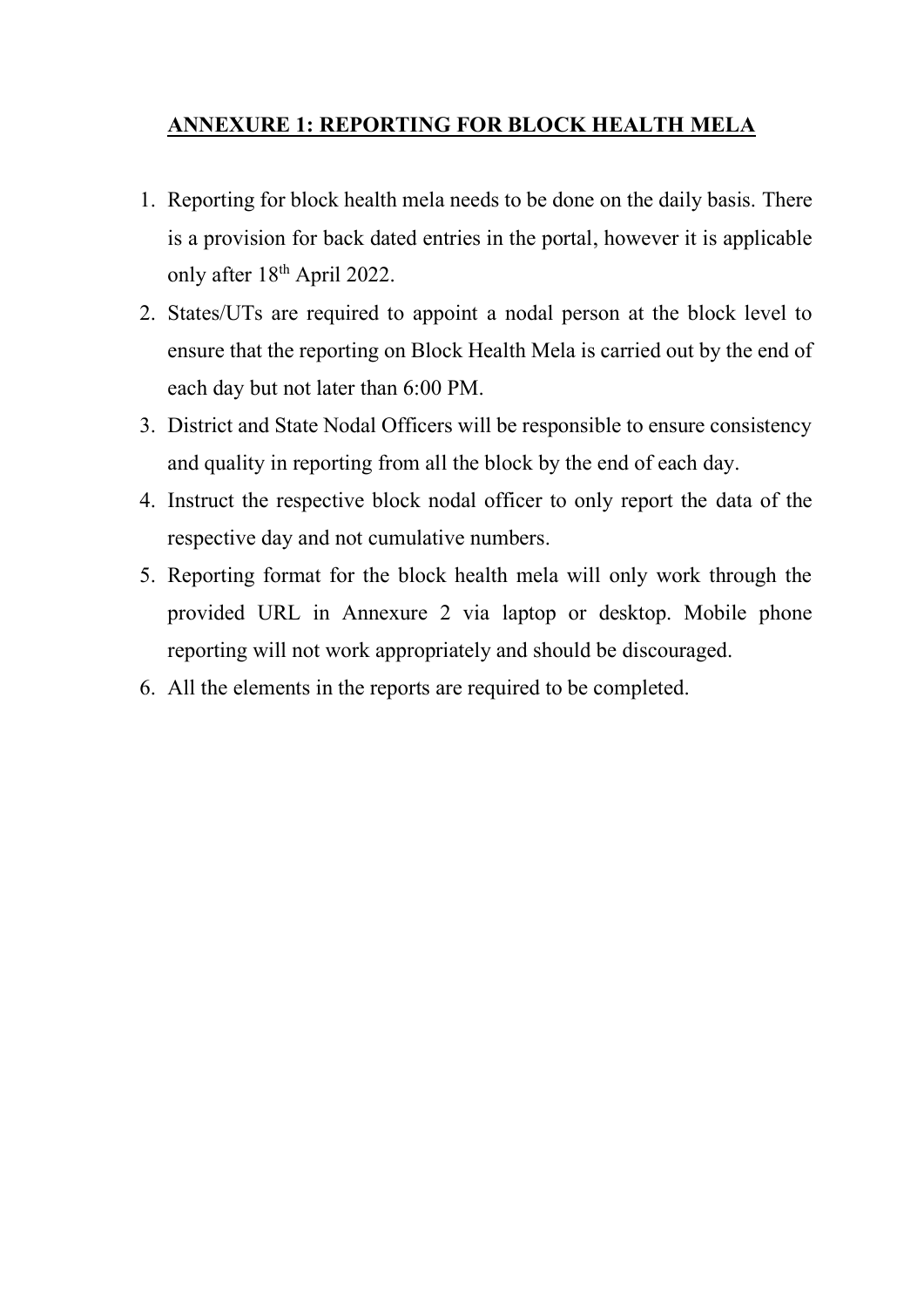## ANNEXURE 1: REPORTING FOR BLOCK HEALTH MELA

1. Reporting for block health mela needs to be done on the daily basis. There is a provision for back dated entries in the portal, however it is applicable only after 18th April 2022.
2. States/UTs are required to appoint a nodal person at the block level to ensure that the reporting on Block Health Mela is carried out by the end of each day but not later than 6:00 PM.
3. District and State Nodal Officers will be responsible to ensure consistency and quality in reporting from all the block by the end of each day.
4. Instruct the respective block nodal officer to only report the data of the respective day and not cumulative numbers.
5. Reporting format for the block health mela will only work through the provided URL in Annexure 2 via laptop or desktop. Mobile phone reporting will not work appropriately and should be discouraged.
6. All the elements in the reports are required to be completed.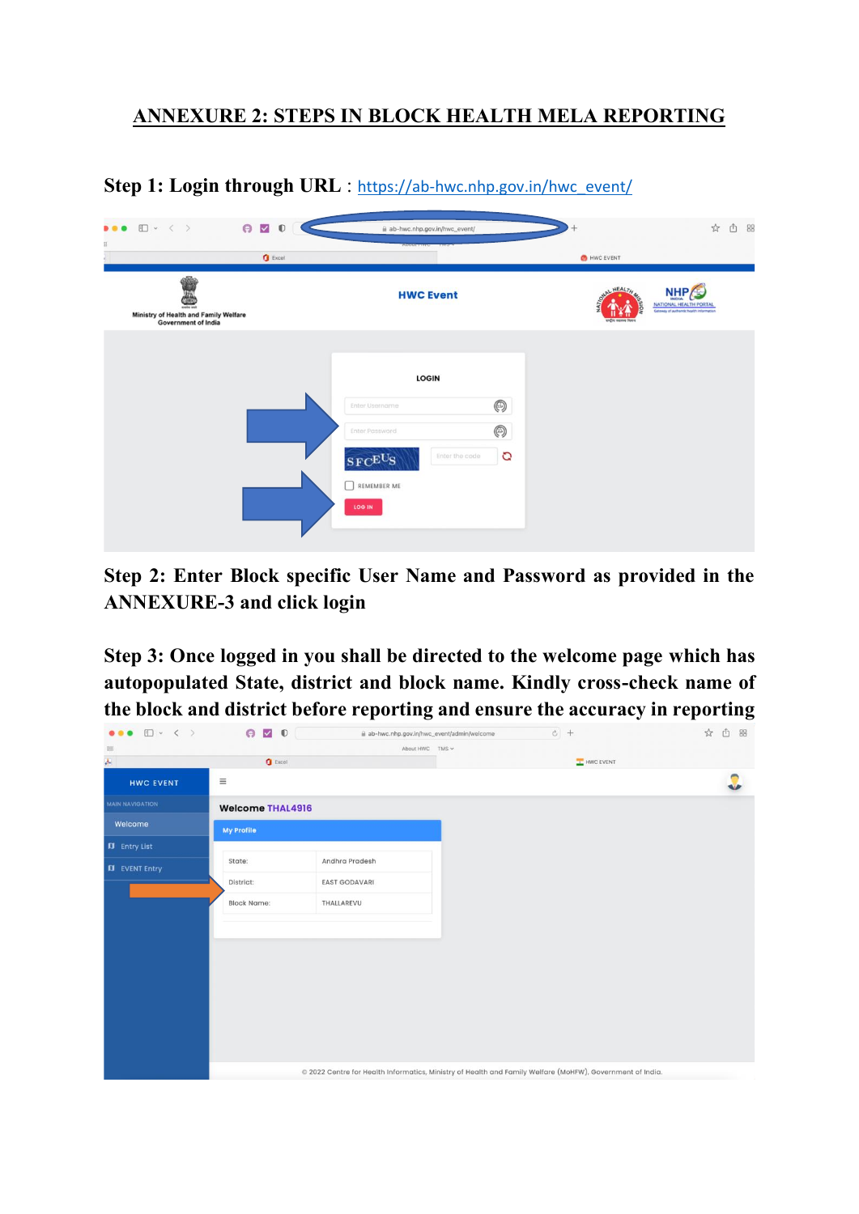## ANNEXURE 2: STEPS IN BLOCK HEALTH MELA REPORTING

**Step 1: Login through URL** : https://ab-hwc.nhp.gov.in/hwc_event/

**Step 2: Enter Block specific User Name and Password as provided in the ANNEXURE-3 and click login**

**Step 3: Once logged in you shall be directed to the welcome page which has autopopulated State, district and block name. Kindly cross-check name of the block and district before reporting and ensure the accuracy in reporting**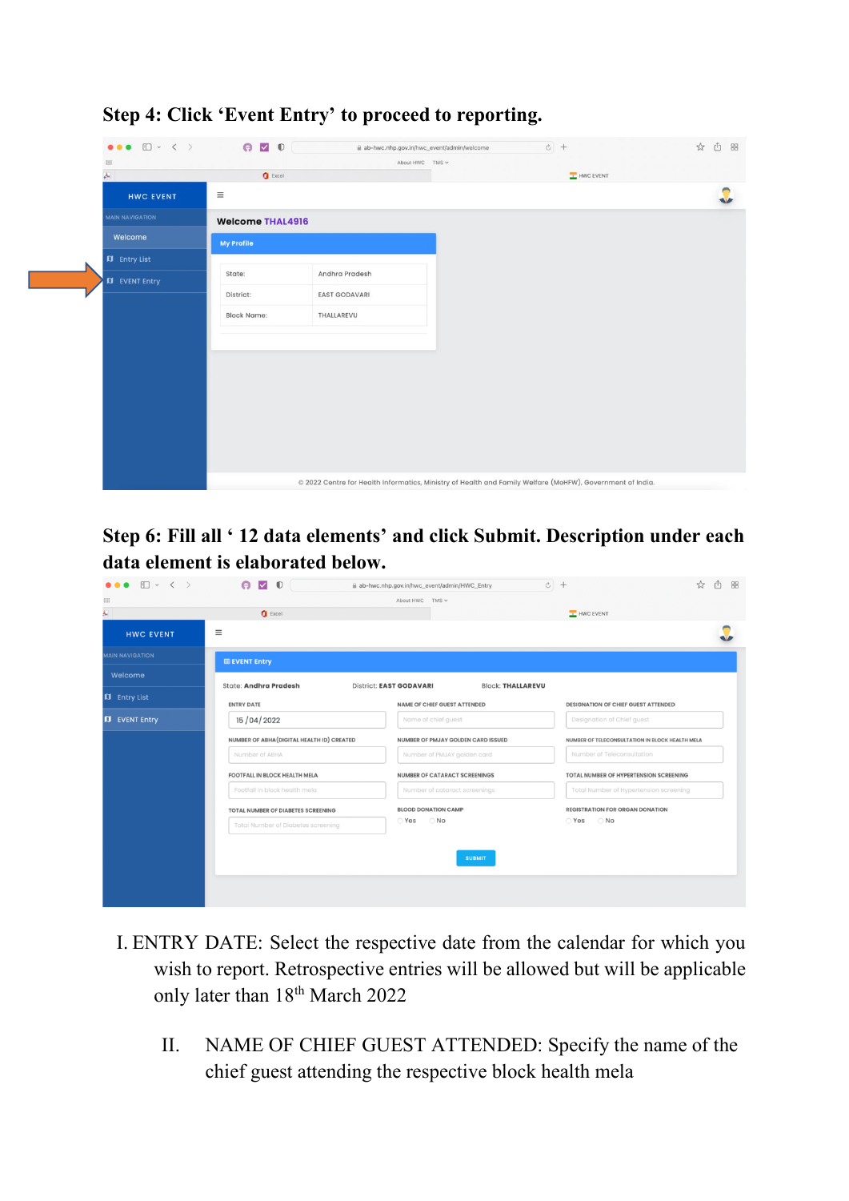**Step 4: Click 'Event Entry' to proceed to reporting.**

**Step 6: Fill all ' 12 data elements' and click Submit. Description under each data element is elaborated below.**

I. ENTRY DATE: Select the respective date from the calendar for which you wish to report. Retrospective entries will be allowed but will be applicable only later than 18th March 2022

II. NAME OF CHIEF GUEST ATTENDED: Specify the name of the chief guest attending the respective block health mela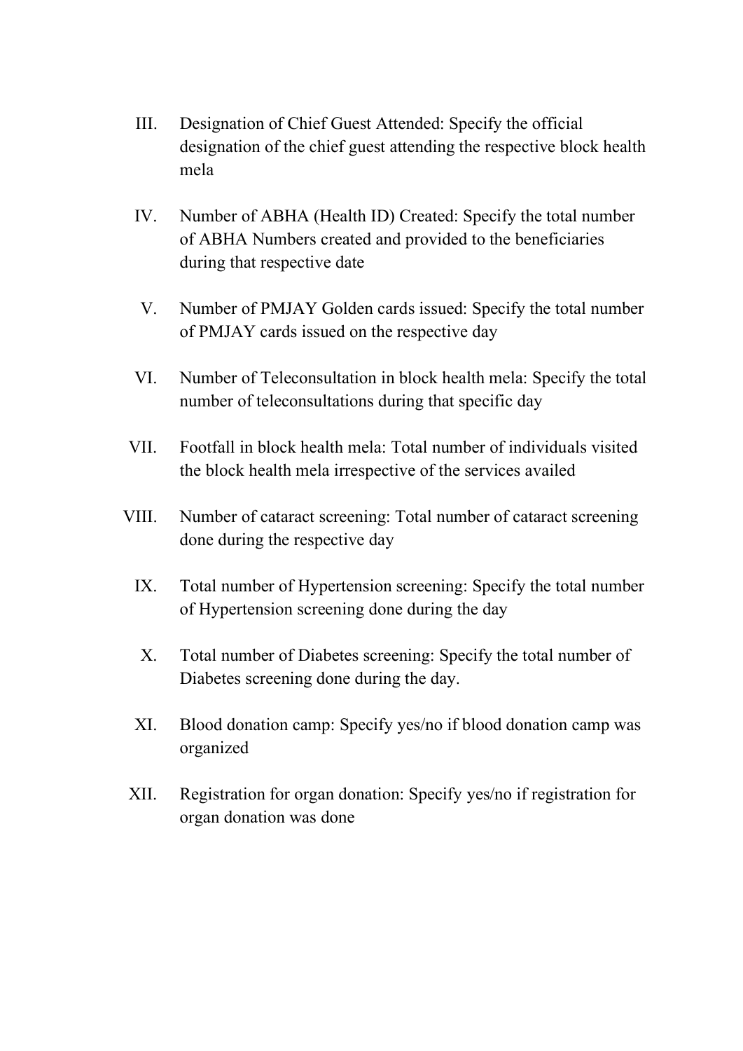III. Designation of Chief Guest Attended: Specify the official designation of the chief guest attending the respective block health mela

IV. Number of ABHA (Health ID) Created: Specify the total number of ABHA Numbers created and provided to the beneficiaries during that respective date

V. Number of PMJAY Golden cards issued: Specify the total number of PMJAY cards issued on the respective day

VI. Number of Teleconsultation in block health mela: Specify the total number of teleconsultations during that specific day

VII. Footfall in block health mela: Total number of individuals visited the block health mela irrespective of the services availed

VIII. Number of cataract screening: Total number of cataract screening done during the respective day

IX. Total number of Hypertension screening: Specify the total number of Hypertension screening done during the day

X. Total number of Diabetes screening: Specify the total number of Diabetes screening done during the day.

XI. Blood donation camp: Specify yes/no if blood donation camp was organized

XII. Registration for organ donation: Specify yes/no if registration for organ donation was done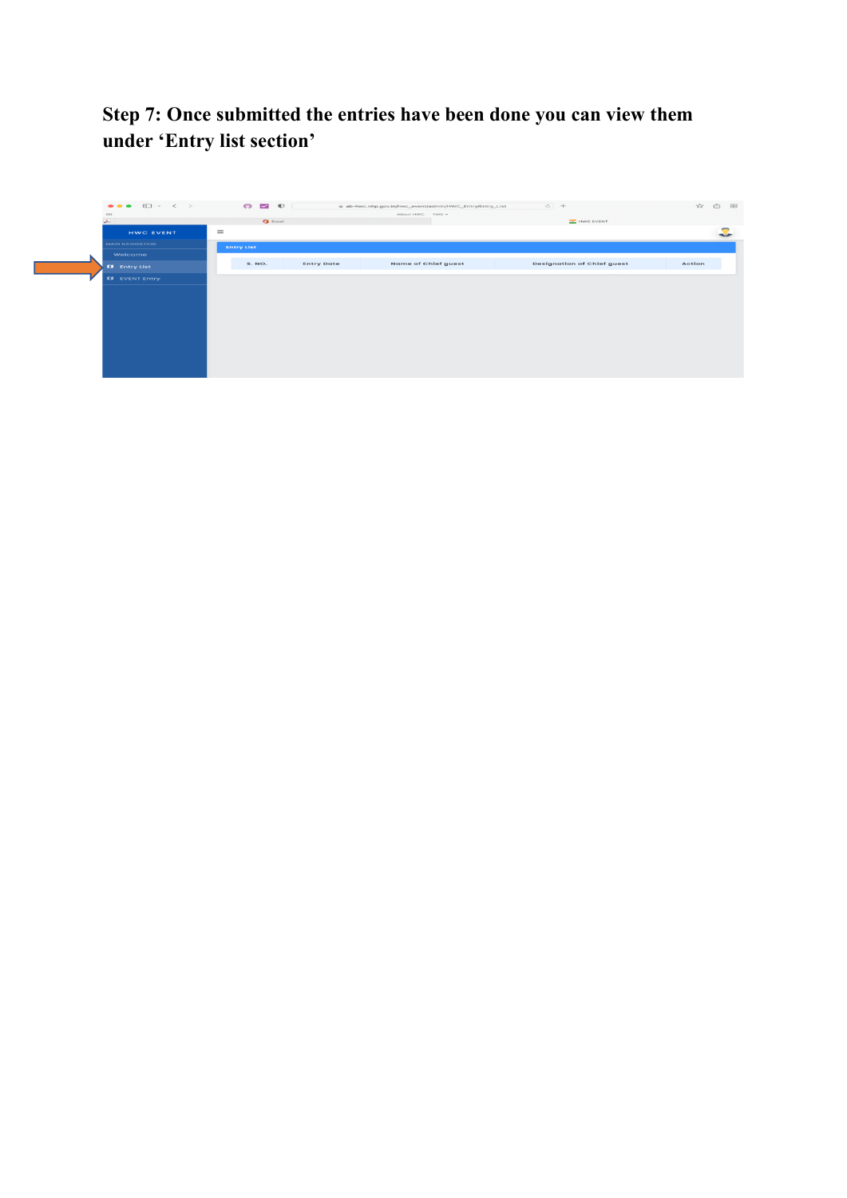**Step 7: Once submitted the entries have been done you can view them under 'Entry list section'**